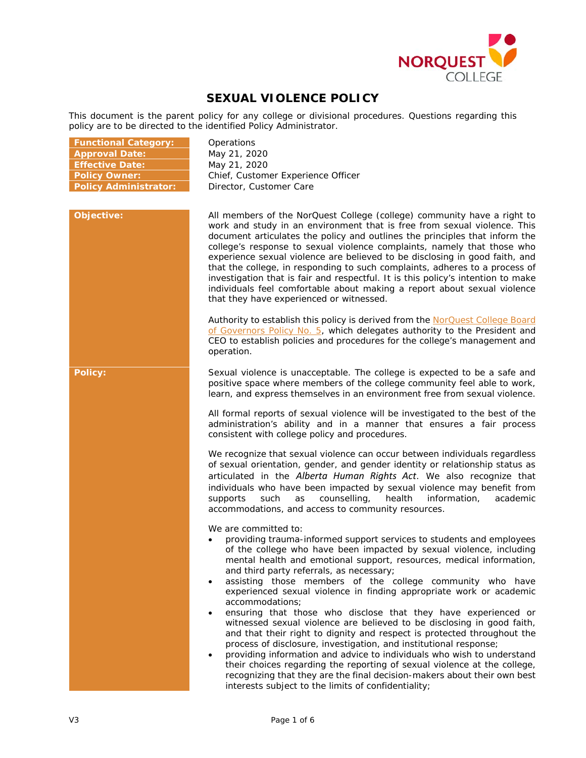# SEXUAL VIOLENCE POLICY

This document is the parent policy for any college or divisional procedures. Questions regarding this policy are to be directed to the identified Policy Administrator.

| | |
|---|---|
| **Functional Category:** | Operations |
| **Approval Date:** | May 21, 2020 |
| **Effective Date:** | May 21, 2020 |
| **Policy Owner:** | Chief, Customer Experience Officer |
| **Policy Administrator:** | Director, Customer Care |

## Objective:

All members of the NorQuest College (college) community have a right to work and study in an environment that is free from sexual violence. This document articulates the policy and outlines the principles that inform the college's response to sexual violence complaints, namely that those who experience sexual violence are believed to be disclosing in good faith, and that the college, in responding to such complaints, adheres to a process of investigation that is fair and respectful. It is this policy's intention to make individuals feel comfortable about making a report about sexual violence that they have experienced or witnessed.

Authority to establish this policy is derived from the NorQuest College Board of Governors Policy No. 5, which delegates authority to the President and CEO to establish policies and procedures for the college's management and operation.

## Policy:

Sexual violence is unacceptable. The college is expected to be a safe and positive space where members of the college community feel able to work, learn, and express themselves in an environment free from sexual violence.

All formal reports of sexual violence will be investigated to the best of the administration's ability and in a manner that ensures a fair process consistent with college policy and procedures.

We recognize that sexual violence can occur between individuals regardless of sexual orientation, gender, and gender identity or relationship status as articulated in the *Alberta Human Rights Act*. We also recognize that individuals who have been impacted by sexual violence may benefit from supports such as counselling, health information, academic accommodations, and access to community resources.

We are committed to:

- providing trauma-informed support services to students and employees of the college who have been impacted by sexual violence, including mental health and emotional support, resources, medical information, and third party referrals, as necessary;
- assisting those members of the college community who have experienced sexual violence in finding appropriate work or academic accommodations;
- ensuring that those who disclose that they have experienced or witnessed sexual violence are believed to be disclosing in good faith, and that their right to dignity and respect is protected throughout the process of disclosure, investigation, and institutional response;
- providing information and advice to individuals who wish to understand their choices regarding the reporting of sexual violence at the college, recognizing that they are the final decision-makers about their own best interests subject to the limits of confidentiality;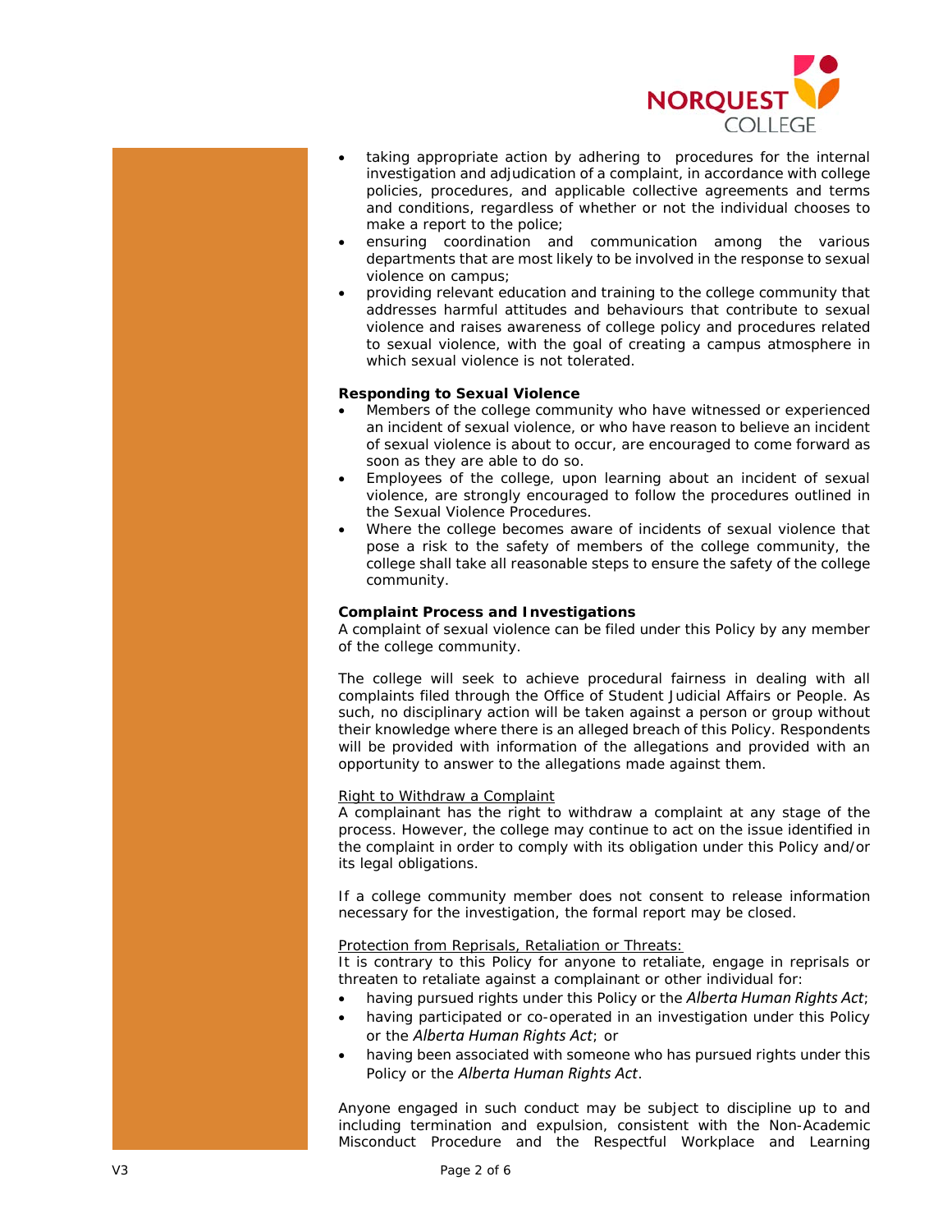- taking appropriate action by adhering to procedures for the internal investigation and adjudication of a complaint, in accordance with college policies, procedures, and applicable collective agreements and terms and conditions, regardless of whether or not the individual chooses to make a report to the police;
- ensuring coordination and communication among the various departments that are most likely to be involved in the response to sexual violence on campus;
- providing relevant education and training to the college community that addresses harmful attitudes and behaviours that contribute to sexual violence and raises awareness of college policy and procedures related to sexual violence, with the goal of creating a campus atmosphere in which sexual violence is not tolerated.

**Responding to Sexual Violence**

- Members of the college community who have witnessed or experienced an incident of sexual violence, or who have reason to believe an incident of sexual violence is about to occur, are encouraged to come forward as soon as they are able to do so.
- Employees of the college, upon learning about an incident of sexual violence, are strongly encouraged to follow the procedures outlined in the Sexual Violence Procedures.
- Where the college becomes aware of incidents of sexual violence that pose a risk to the safety of members of the college community, the college shall take all reasonable steps to ensure the safety of the college community.

**Complaint Process and Investigations**

A complaint of sexual violence can be filed under this Policy by any member of the college community.

The college will seek to achieve procedural fairness in dealing with all complaints filed through the Office of Student Judicial Affairs or People. As such, no disciplinary action will be taken against a person or group without their knowledge where there is an alleged breach of this Policy. Respondents will be provided with information of the allegations and provided with an opportunity to answer to the allegations made against them.

<u>Right to Withdraw a Complaint</u>

A complainant has the right to withdraw a complaint at any stage of the process. However, the college may continue to act on the issue identified in the complaint in order to comply with its obligation under this Policy and/or its legal obligations.

If a college community member does not consent to release information necessary for the investigation, the formal report may be closed.

<u>Protection from Reprisals, Retaliation or Threats:</u>

It is contrary to this Policy for anyone to retaliate, engage in reprisals or threaten to retaliate against a complainant or other individual for:

- having pursued rights under this Policy or the *Alberta Human Rights Act*;
- having participated or co-operated in an investigation under this Policy or the *Alberta Human Rights Act*; or
- having been associated with someone who has pursued rights under this Policy or the *Alberta Human Rights Act*.

Anyone engaged in such conduct may be subject to discipline up to and including termination and expulsion, consistent with the Non-Academic Misconduct Procedure and the Respectful Workplace and Learning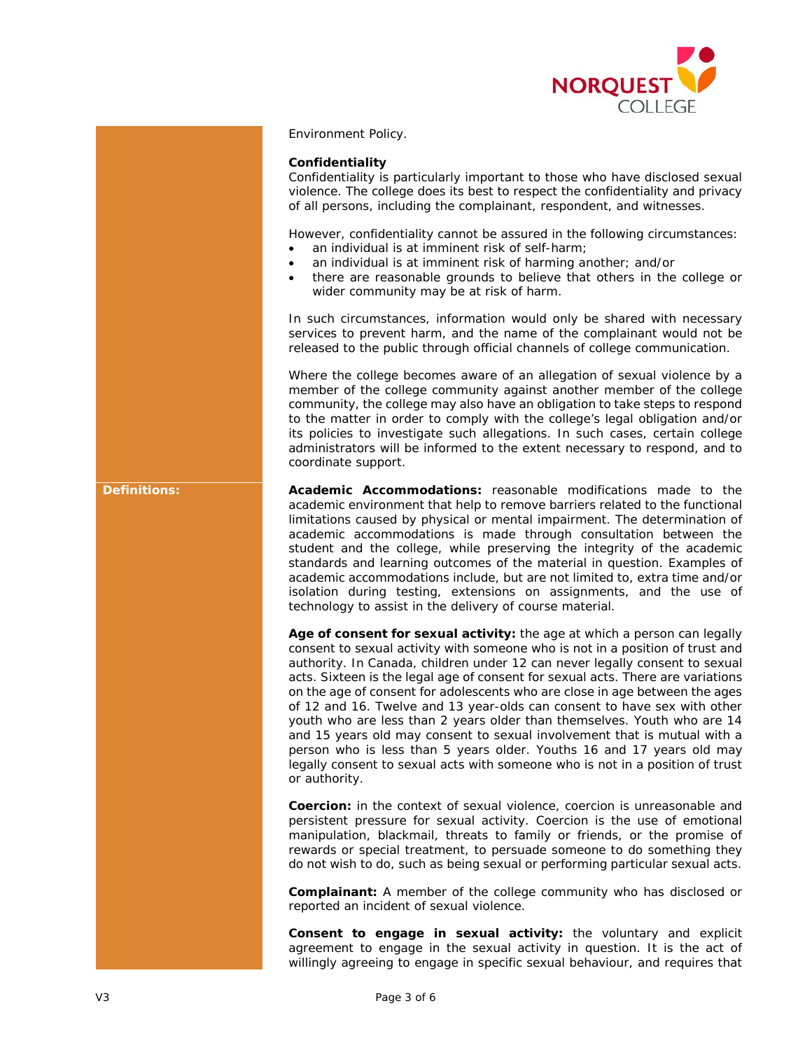Environment Policy.

**Confidentiality**
Confidentiality is particularly important to those who have disclosed sexual violence. The college does its best to respect the confidentiality and privacy of all persons, including the complainant, respondent, and witnesses.

However, confidentiality cannot be assured in the following circumstances:

- an individual is at imminent risk of self-harm;
- an individual is at imminent risk of harming another; and/or
- there are reasonable grounds to believe that others in the college or wider community may be at risk of harm.

In such circumstances, information would only be shared with necessary services to prevent harm, and the name of the complainant would not be released to the public through official channels of college communication.

Where the college becomes aware of an allegation of sexual violence by a member of the college community against another member of the college community, the college may also have an obligation to take steps to respond to the matter in order to comply with the college's legal obligation and/or its policies to investigate such allegations. In such cases, certain college administrators will be informed to the extent necessary to respond, and to coordinate support.

## Definitions:

**Academic Accommodations:** reasonable modifications made to the academic environment that help to remove barriers related to the functional limitations caused by physical or mental impairment. The determination of academic accommodations is made through consultation between the student and the college, while preserving the integrity of the academic standards and learning outcomes of the material in question. Examples of academic accommodations include, but are not limited to, extra time and/or isolation during testing, extensions on assignments, and the use of technology to assist in the delivery of course material.

**Age of consent for sexual activity:** the age at which a person can legally consent to sexual activity with someone who is not in a position of trust and authority. In Canada, children under 12 can never legally consent to sexual acts. Sixteen is the legal age of consent for sexual acts. There are variations on the age of consent for adolescents who are close in age between the ages of 12 and 16. Twelve and 13 year-olds can consent to have sex with other youth who are less than 2 years older than themselves. Youth who are 14 and 15 years old may consent to sexual involvement that is mutual with a person who is less than 5 years older. Youths 16 and 17 years old may legally consent to sexual acts with someone who is not in a position of trust or authority.

**Coercion:** in the context of sexual violence, coercion is unreasonable and persistent pressure for sexual activity. Coercion is the use of emotional manipulation, blackmail, threats to family or friends, or the promise of rewards or special treatment, to persuade someone to do something they do not wish to do, such as being sexual or performing particular sexual acts.

**Complainant:** A member of the college community who has disclosed or reported an incident of sexual violence.

**Consent to engage in sexual activity:** the voluntary and explicit agreement to engage in the sexual activity in question. It is the act of willingly agreeing to engage in specific sexual behaviour, and requires that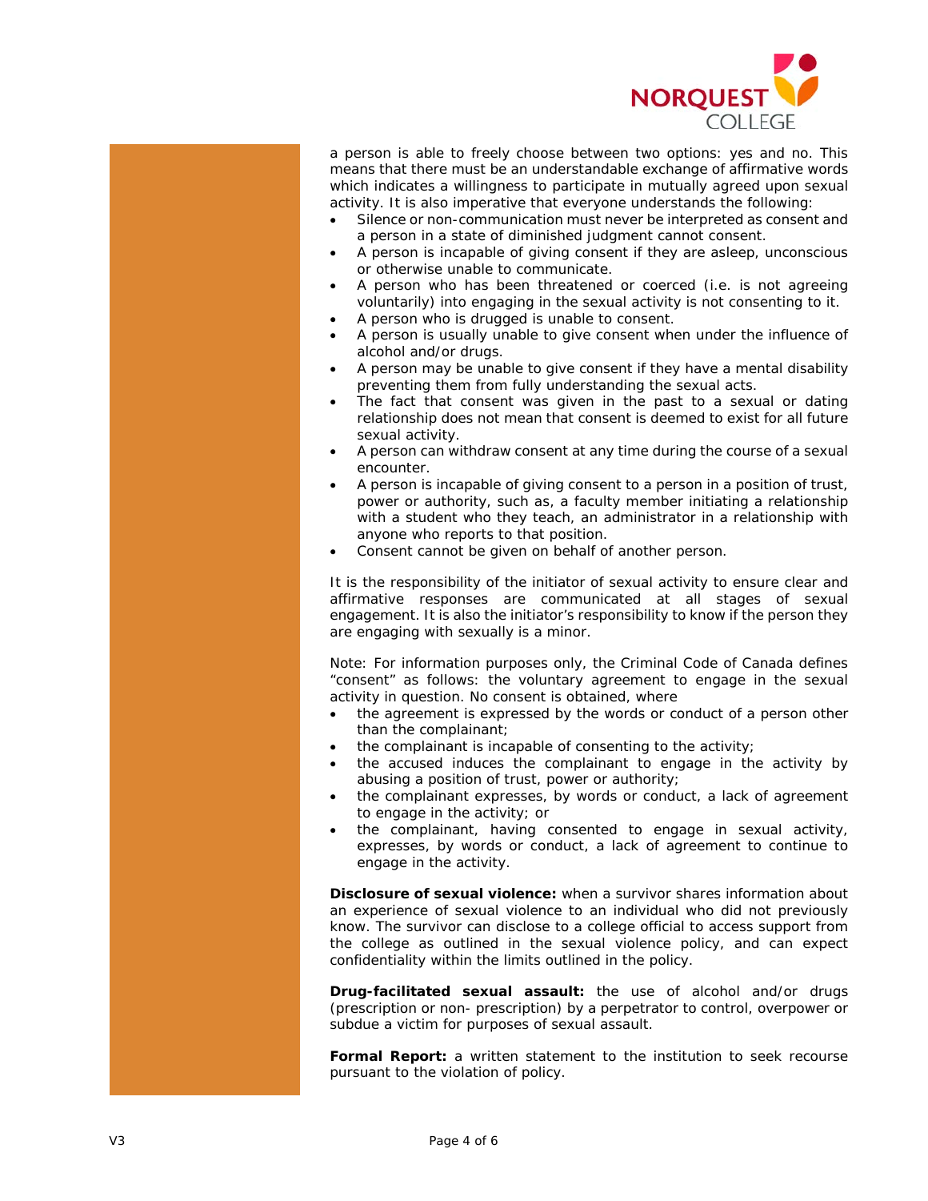a person is able to freely choose between two options: yes and no. This means that there must be an understandable exchange of affirmative words which indicates a willingness to participate in mutually agreed upon sexual activity. It is also imperative that everyone understands the following:

- Silence or non-communication must never be interpreted as consent and a person in a state of diminished judgment cannot consent.
- A person is incapable of giving consent if they are asleep, unconscious or otherwise unable to communicate.
- A person who has been threatened or coerced (i.e. is not agreeing voluntarily) into engaging in the sexual activity is not consenting to it.
- A person who is drugged is unable to consent.
- A person is usually unable to give consent when under the influence of alcohol and/or drugs.
- A person may be unable to give consent if they have a mental disability preventing them from fully understanding the sexual acts.
- The fact that consent was given in the past to a sexual or dating relationship does not mean that consent is deemed to exist for all future sexual activity.
- A person can withdraw consent at any time during the course of a sexual encounter.
- A person is incapable of giving consent to a person in a position of trust, power or authority, such as, a faculty member initiating a relationship with a student who they teach, an administrator in a relationship with anyone who reports to that position.
- Consent cannot be given on behalf of another person.

It is the responsibility of the initiator of sexual activity to ensure clear and affirmative responses are communicated at all stages of sexual engagement. It is also the initiator's responsibility to know if the person they are engaging with sexually is a minor.

Note: For information purposes only, the Criminal Code of Canada defines "consent" as follows: the voluntary agreement to engage in the sexual activity in question. No consent is obtained, where

- the agreement is expressed by the words or conduct of a person other than the complainant;
- the complainant is incapable of consenting to the activity;
- the accused induces the complainant to engage in the activity by abusing a position of trust, power or authority;
- the complainant expresses, by words or conduct, a lack of agreement to engage in the activity; or
- the complainant, having consented to engage in sexual activity, expresses, by words or conduct, a lack of agreement to continue to engage in the activity.

**Disclosure of sexual violence:** when a survivor shares information about an experience of sexual violence to an individual who did not previously know. The survivor can disclose to a college official to access support from the college as outlined in the sexual violence policy, and can expect confidentiality within the limits outlined in the policy.

**Drug-facilitated sexual assault:** the use of alcohol and/or drugs (prescription or non- prescription) by a perpetrator to control, overpower or subdue a victim for purposes of sexual assault.

**Formal Report:** a written statement to the institution to seek recourse pursuant to the violation of policy.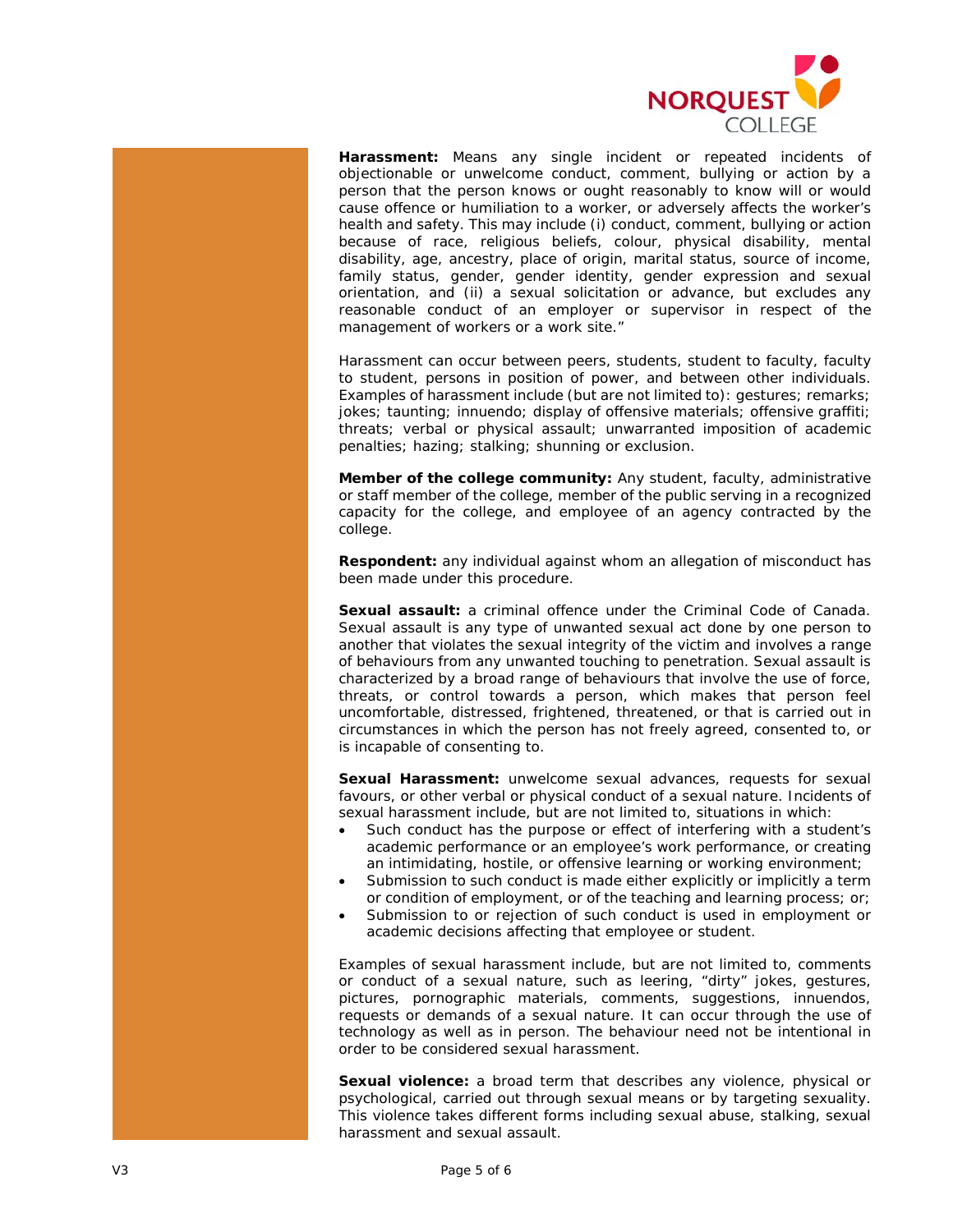**Harassment:** Means any single incident or repeated incidents of objectionable or unwelcome conduct, comment, bullying or action by a person that the person knows or ought reasonably to know will or would cause offence or humiliation to a worker, or adversely affects the worker's health and safety. This may include (i) conduct, comment, bullying or action because of race, religious beliefs, colour, physical disability, mental disability, age, ancestry, place of origin, marital status, source of income, family status, gender, gender identity, gender expression and sexual orientation, and (ii) a sexual solicitation or advance, but excludes any reasonable conduct of an employer or supervisor in respect of the management of workers or a work site."

Harassment can occur between peers, students, student to faculty, faculty to student, persons in position of power, and between other individuals. Examples of harassment include (but are not limited to): gestures; remarks; jokes; taunting; innuendo; display of offensive materials; offensive graffiti; threats; verbal or physical assault; unwarranted imposition of academic penalties; hazing; stalking; shunning or exclusion.

**Member of the college community:** Any student, faculty, administrative or staff member of the college, member of the public serving in a recognized capacity for the college, and employee of an agency contracted by the college.

**Respondent:** any individual against whom an allegation of misconduct has been made under this procedure.

**Sexual assault:** a criminal offence under the Criminal Code of Canada. Sexual assault is any type of unwanted sexual act done by one person to another that violates the sexual integrity of the victim and involves a range of behaviours from any unwanted touching to penetration. Sexual assault is characterized by a broad range of behaviours that involve the use of force, threats, or control towards a person, which makes that person feel uncomfortable, distressed, frightened, threatened, or that is carried out in circumstances in which the person has not freely agreed, consented to, or is incapable of consenting to.

**Sexual Harassment:** unwelcome sexual advances, requests for sexual favours, or other verbal or physical conduct of a sexual nature. Incidents of sexual harassment include, but are not limited to, situations in which:

- Such conduct has the purpose or effect of interfering with a student's academic performance or an employee's work performance, or creating an intimidating, hostile, or offensive learning or working environment;
- Submission to such conduct is made either explicitly or implicitly a term or condition of employment, or of the teaching and learning process; or;
- Submission to or rejection of such conduct is used in employment or academic decisions affecting that employee or student.

Examples of sexual harassment include, but are not limited to, comments or conduct of a sexual nature, such as leering, "dirty" jokes, gestures, pictures, pornographic materials, comments, suggestions, innuendos, requests or demands of a sexual nature. It can occur through the use of technology as well as in person. The behaviour need not be intentional in order to be considered sexual harassment.

**Sexual violence:** a broad term that describes any violence, physical or psychological, carried out through sexual means or by targeting sexuality. This violence takes different forms including sexual abuse, stalking, sexual harassment and sexual assault.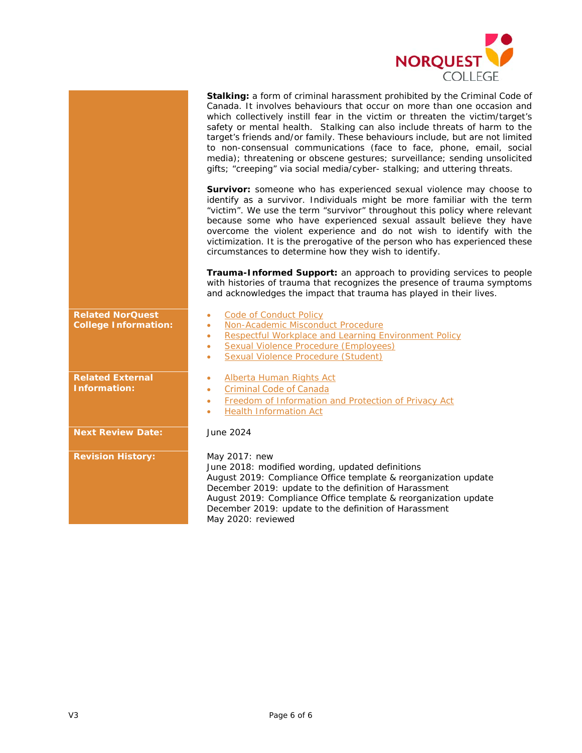**Stalking:** a form of criminal harassment prohibited by the Criminal Code of Canada. It involves behaviours that occur on more than one occasion and which collectively instill fear in the victim or threaten the victim/target's safety or mental health. Stalking can also include threats of harm to the target's friends and/or family. These behaviours include, but are not limited to non-consensual communications (face to face, phone, email, social media); threatening or obscene gestures; surveillance; sending unsolicited gifts; "creeping" via social media/cyber- stalking; and uttering threats.

**Survivor:** someone who has experienced sexual violence may choose to identify as a survivor. Individuals might be more familiar with the term "victim". We use the term "survivor" throughout this policy where relevant because some who have experienced sexual assault believe they have overcome the violent experience and do not wish to identify with the victimization. It is the prerogative of the person who has experienced these circumstances to determine how they wish to identify.

**Trauma-Informed Support:** an approach to providing services to people with histories of trauma that recognizes the presence of trauma symptoms and acknowledges the impact that trauma has played in their lives.

| | |
|---|---|
| **Related NorQuest College Information:** | • Code of Conduct Policy<br>• Non-Academic Misconduct Procedure<br>• Respectful Workplace and Learning Environment Policy<br>• Sexual Violence Procedure (Employees)<br>• Sexual Violence Procedure (Student) |
| **Related External Information:** | • Alberta Human Rights Act<br>• Criminal Code of Canada<br>• Freedom of Information and Protection of Privacy Act<br>• Health Information Act |
| **Next Review Date:** | June 2024 |
| **Revision History:** | May 2017: new<br>June 2018: modified wording, updated definitions<br>August 2019: Compliance Office template & reorganization update<br>December 2019: update to the definition of Harassment<br>August 2019: Compliance Office template & reorganization update<br>December 2019: update to the definition of Harassment<br>May 2020: reviewed |

V3